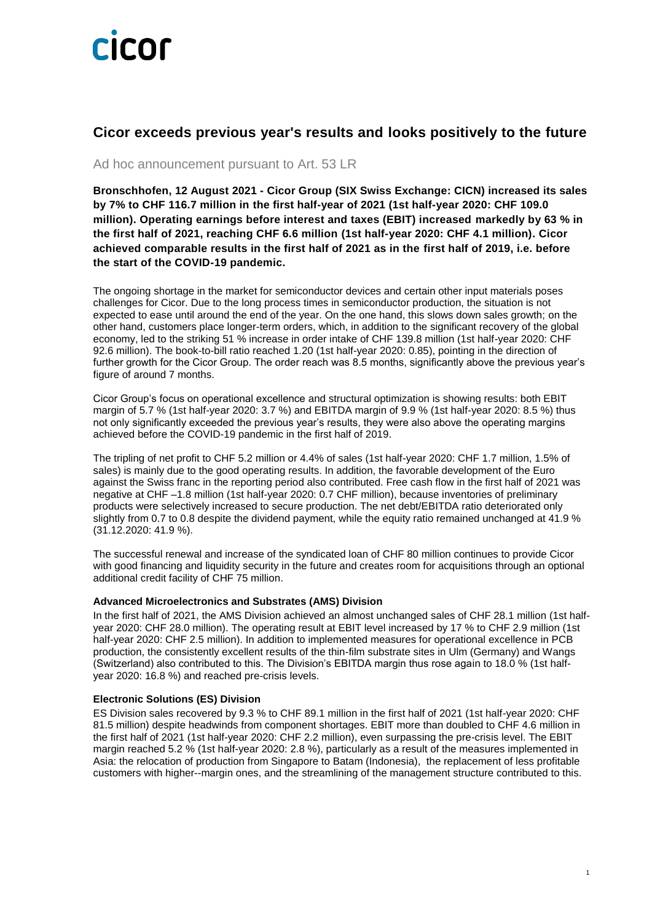cicor

# Cicor exceeds previous year's results and looks positively to the future

Ad hoc announcement pursuant to Art. 53 LR

**Bronschhofen, 12 August 2021 - Cicor Group (SIX Swiss Exchange: CICN) increased its sales by 7% to CHF 116.7 million in the first half-year of 2021 (1st half-year 2020: CHF 109.0 million). Operating earnings before interest and taxes (EBIT) increased markedly by 63 % in the first half of 2021, reaching CHF 6.6 million (1st half-year 2020: CHF 4.1 million). Cicor achieved comparable results in the first half of 2021 as in the first half of 2019, i.e. before the start of the COVID-19 pandemic.**

The ongoing shortage in the market for semiconductor devices and certain other input materials poses challenges for Cicor. Due to the long process times in semiconductor production, the situation is not expected to ease until around the end of the year. On the one hand, this slows down sales growth; on the other hand, customers place longer-term orders, which, in addition to the significant recovery of the global economy, led to the striking 51 % increase in order intake of CHF 139.8 million (1st half-year 2020: CHF 92.6 million). The book-to-bill ratio reached 1.20 (1st half-year 2020: 0.85), pointing in the direction of further growth for the Cicor Group. The order reach was 8.5 months, significantly above the previous year's figure of around 7 months.

Cicor Group's focus on operational excellence and structural optimization is showing results: both EBIT margin of 5.7 % (1st half-year 2020: 3.7 %) and EBITDA margin of 9.9 % (1st half-year 2020: 8.5 %) thus not only significantly exceeded the previous year's results, they were also above the operating margins achieved before the COVID-19 pandemic in the first half of 2019.

The tripling of net profit to CHF 5.2 million or 4.4% of sales (1st half-year 2020: CHF 1.7 million, 1.5% of sales) is mainly due to the good operating results. In addition, the favorable development of the Euro against the Swiss franc in the reporting period also contributed. Free cash flow in the first half of 2021 was negative at CHF –1.8 million (1st half-year 2020: 0.7 CHF million), because inventories of preliminary products were selectively increased to secure production. The net debt/EBITDA ratio deteriorated only slightly from 0.7 to 0.8 despite the dividend payment, while the equity ratio remained unchanged at 41.9 % (31.12.2020: 41.9 %).

The successful renewal and increase of the syndicated loan of CHF 80 million continues to provide Cicor with good financing and liquidity security in the future and creates room for acquisitions through an optional additional credit facility of CHF 75 million.

### Advanced Microelectronics and Substrates (AMS) Division

In the first half of 2021, the AMS Division achieved an almost unchanged sales of CHF 28.1 million (1st half-year 2020: CHF 28.0 million). The operating result at EBIT level increased by 17 % to CHF 2.9 million (1st half-year 2020: CHF 2.5 million). In addition to implemented measures for operational excellence in PCB production, the consistently excellent results of the thin-film substrate sites in Ulm (Germany) and Wangs (Switzerland) also contributed to this. The Division's EBITDA margin thus rose again to 18.0 % (1st half-year 2020: 16.8 %) and reached pre-crisis levels.

### Electronic Solutions (ES) Division

ES Division sales recovered by 9.3 % to CHF 89.1 million in the first half of 2021 (1st half-year 2020: CHF 81.5 million) despite headwinds from component shortages. EBIT more than doubled to CHF 4.6 million in the first half of 2021 (1st half-year 2020: CHF 2.2 million), even surpassing the pre-crisis level. The EBIT margin reached 5.2 % (1st half-year 2020: 2.8 %), particularly as a result of the measures implemented in Asia: the relocation of production from Singapore to Batam (Indonesia), the replacement of less profitable customers with higher--margin ones, and the streamlining of the management structure contributed to this.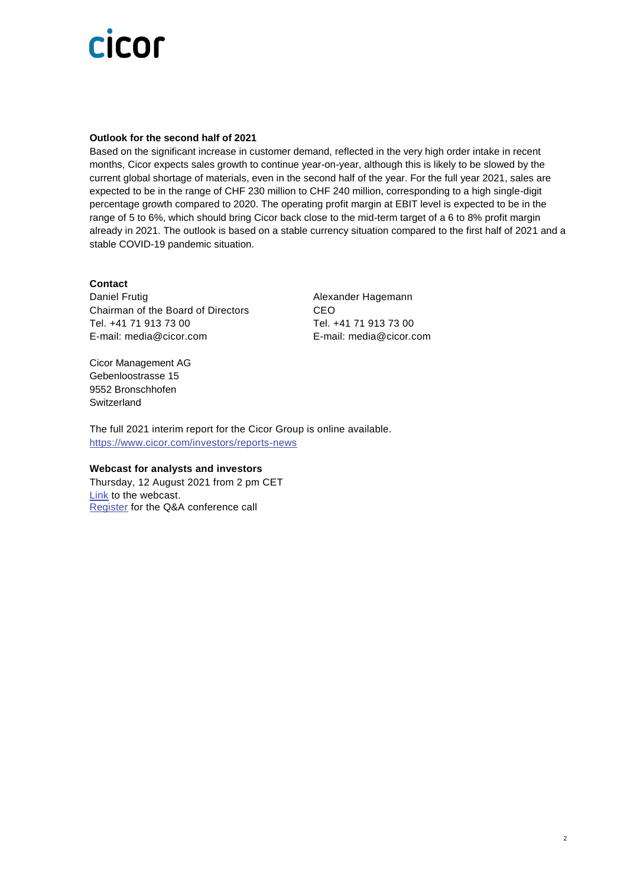**Outlook for the second half of 2021**

Based on the significant increase in customer demand, reflected in the very high order intake in recent months, Cicor expects sales growth to continue year-on-year, although this is likely to be slowed by the current global shortage of materials, even in the second half of the year. For the full year 2021, sales are expected to be in the range of CHF 230 million to CHF 240 million, corresponding to a high single-digit percentage growth compared to 2020. The operating profit margin at EBIT level is expected to be in the range of 5 to 6%, which should bring Cicor back close to the mid-term target of a 6 to 8% profit margin already in 2021. The outlook is based on a stable currency situation compared to the first half of 2021 and a stable COVID-19 pandemic situation.

**Contact**

Daniel Frutig
Chairman of the Board of Directors
Tel. +41 71 913 73 00
E-mail: media@cicor.com

Alexander Hagemann
CEO
Tel. +41 71 913 73 00
E-mail: media@cicor.com

Cicor Management AG
Gebenloostrasse 15
9552 Bronschhofen
Switzerland

The full 2021 interim report for the Cicor Group is online available.
https://www.cicor.com/investors/reports-news

**Webcast for analysts and investors**

Thursday, 12 August 2021 from 2 pm CET
Link to the webcast.
Register for the Q&A conference call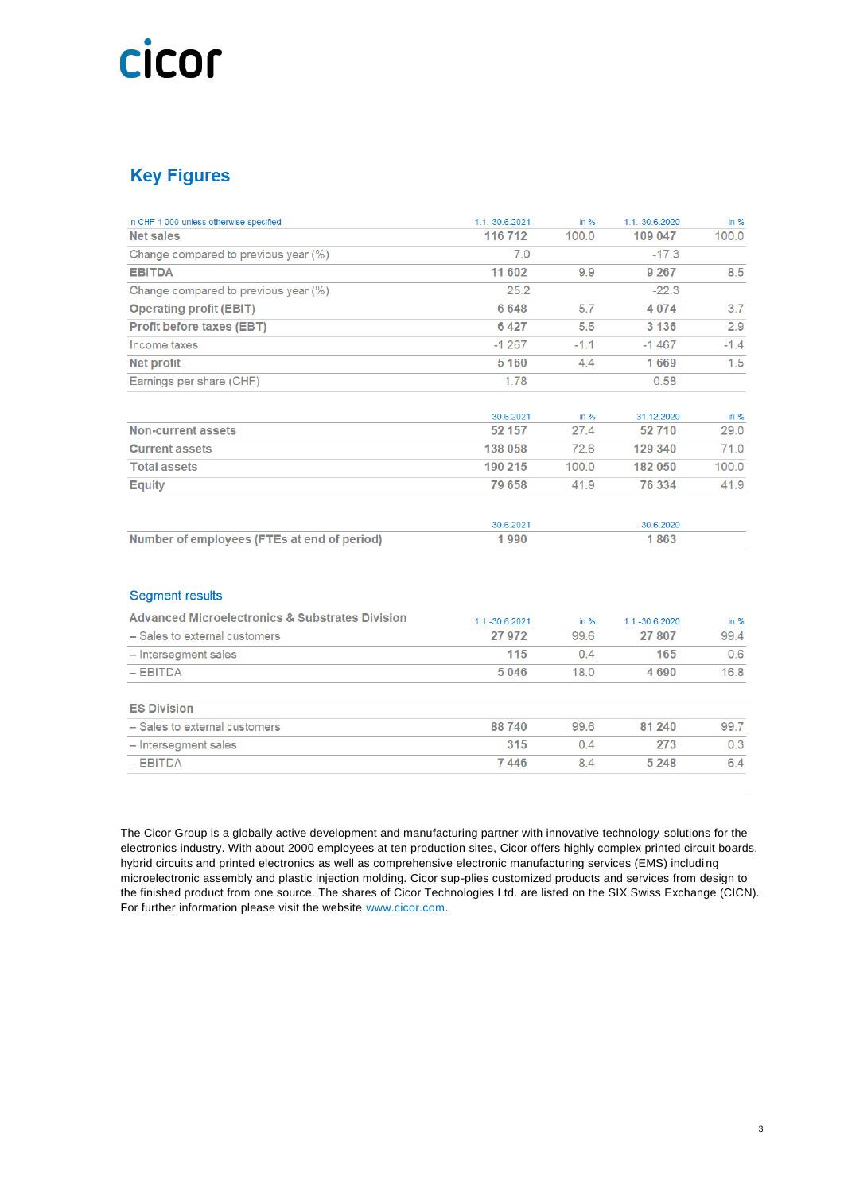cicor

## Key Figures

| in CHF 1 000 unless otherwise specified | 1.1.-30.6.2021 | in % | 1.1.-30.6.2020 | in % |
|---|---|---|---|---|
| **Net sales** | **116 712** | 100.0 | **109 047** | 100.0 |
| Change compared to previous year (%) | 7.0 | | -17.3 | |
| **EBITDA** | **11 602** | 9.9 | **9 267** | 8.5 |
| Change compared to previous year (%) | 25.2 | | -22.3 | |
| **Operating profit (EBIT)** | **6 648** | 5.7 | **4 074** | 3.7 |
| **Profit before taxes (EBT)** | **6 427** | 5.5 | **3 136** | 2.9 |
| Income taxes | -1 267 | -1.1 | -1 467 | -1.4 |
| **Net profit** | **5 160** | 4.4 | **1 669** | 1.5 |
| Earnings per share (CHF) | 1.78 | | 0.58 | |

| | 30.6.2021 | in % | 31.12.2020 | in % |
|---|---|---|---|---|
| **Non-current assets** | **52 157** | 27.4 | **52 710** | 29.0 |
| **Current assets** | **138 058** | 72.6 | **129 340** | 71.0 |
| **Total assets** | **190 215** | 100.0 | **182 050** | 100.0 |
| **Equity** | **79 658** | 41.9 | **76 334** | 41.9 |

| | 30.6.2021 | 30.6.2020 |
|---|---|---|
| **Number of employees (FTEs at end of period)** | **1 990** | **1 863** |

### Segment results

| Advanced Microelectronics & Substrates Division | 1.1.-30.6.2021 | in % | 1.1.-30.6.2020 | in % |
|---|---|---|---|---|
| – Sales to external customers | **27 972** | 99.6 | **27 807** | 99.4 |
| – Intersegment sales | **115** | 0.4 | **165** | 0.6 |
| – EBITDA | **5 046** | 18.0 | **4 690** | 16.8 |

| ES Division | | | | |
|---|---|---|---|---|
| – Sales to external customers | **88 740** | 99.6 | **81 240** | 99.7 |
| – Intersegment sales | **315** | 0.4 | **273** | 0.3 |
| – EBITDA | **7 446** | 8.4 | **5 248** | 6.4 |

The Cicor Group is a globally active development and manufacturing partner with innovative technology solutions for the electronics industry. With about 2000 employees at ten production sites, Cicor offers highly complex printed circuit boards, hybrid circuits and printed electronics as well as comprehensive electronic manufacturing services (EMS) including microelectronic assembly and plastic injection molding. Cicor sup-plies customized products and services from design to the finished product from one source. The shares of Cicor Technologies Ltd. are listed on the SIX Swiss Exchange (CICN). For further information please visit the website www.cicor.com.